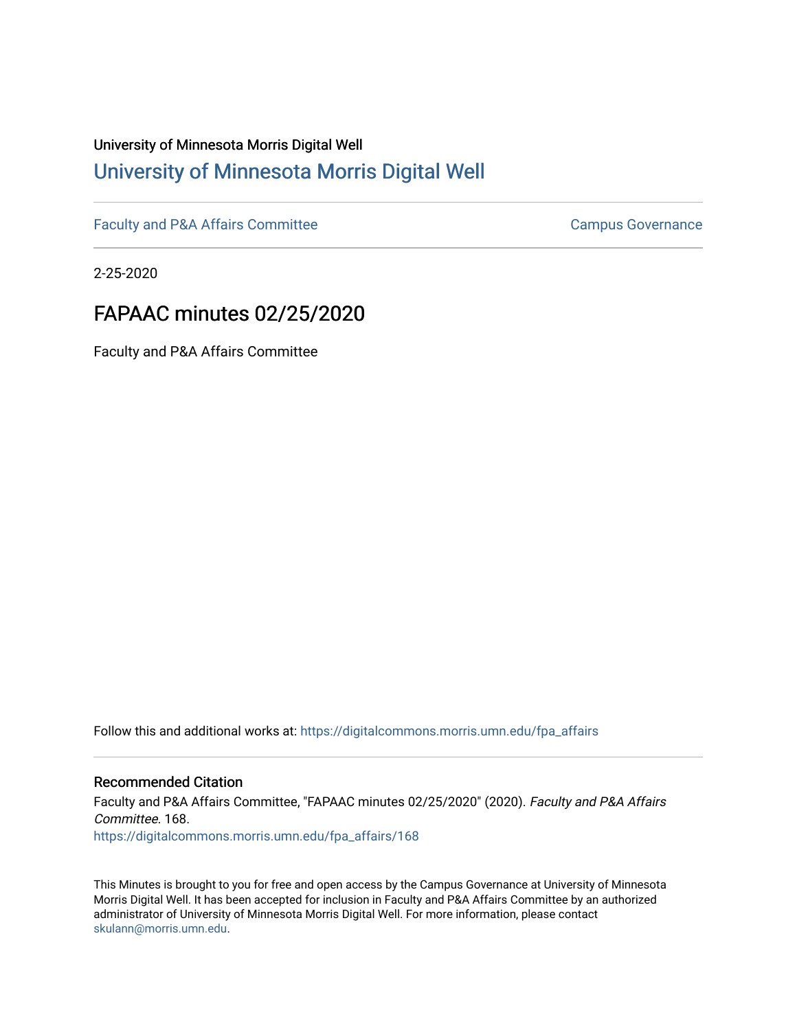University of Minnesota Morris Digital Well

# University of Minnesota Morris Digital Well

Faculty and P&A Affairs Committee

Campus Governance

2-25-2020

## FAPAAC minutes 02/25/2020

Faculty and P&A Affairs Committee

Follow this and additional works at: https://digitalcommons.morris.umn.edu/fpa_affairs

### Recommended Citation

Faculty and P&A Affairs Committee, "FAPAAC minutes 02/25/2020" (2020). *Faculty and P&A Affairs Committee*. 168.
https://digitalcommons.morris.umn.edu/fpa_affairs/168

This Minutes is brought to you for free and open access by the Campus Governance at University of Minnesota Morris Digital Well. It has been accepted for inclusion in Faculty and P&A Affairs Committee by an authorized administrator of University of Minnesota Morris Digital Well. For more information, please contact skulann@morris.umn.edu.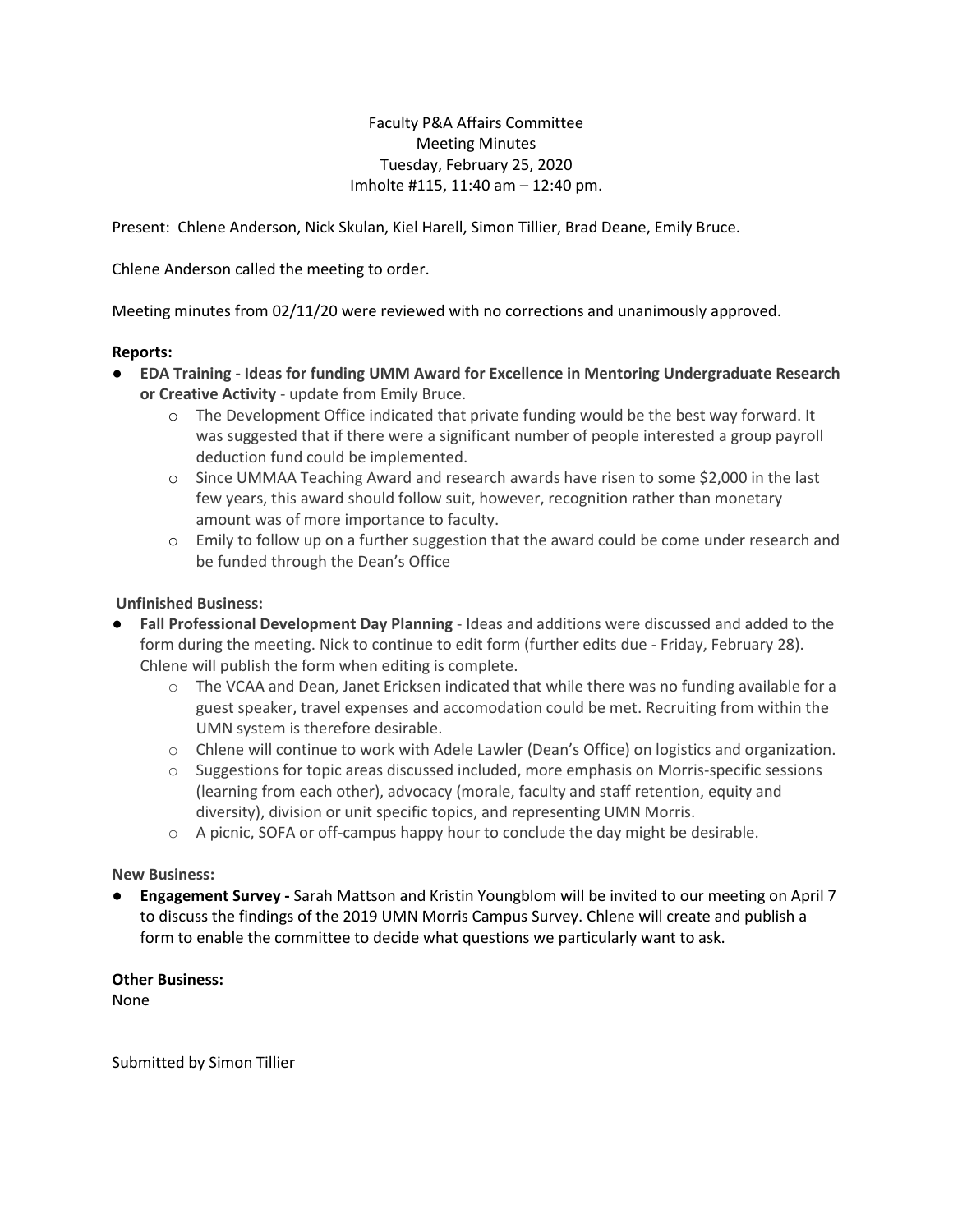Faculty P&A Affairs Committee
Meeting Minutes
Tuesday, February 25, 2020
Imholte #115, 11:40 am – 12:40 pm.

Present: Chlene Anderson, Nick Skulan, Kiel Harell, Simon Tillier, Brad Deane, Emily Bruce.

Chlene Anderson called the meeting to order.

Meeting minutes from 02/11/20 were reviewed with no corrections and unanimously approved.

**Reports:**

- **EDA Training - Ideas for funding UMM Award for Excellence in Mentoring Undergraduate Research or Creative Activity** - update from Emily Bruce.
    - The Development Office indicated that private funding would be the best way forward. It was suggested that if there were a significant number of people interested a group payroll deduction fund could be implemented.
    - Since UMMAA Teaching Award and research awards have risen to some $2,000 in the last few years, this award should follow suit, however, recognition rather than monetary amount was of more importance to faculty.
    - Emily to follow up on a further suggestion that the award could be come under research and be funded through the Dean's Office

**Unfinished Business:**

- **Fall Professional Development Day Planning** - Ideas and additions were discussed and added to the form during the meeting. Nick to continue to edit form (further edits due - Friday, February 28). Chlene will publish the form when editing is complete.
    - The VCAA and Dean, Janet Ericksen indicated that while there was no funding available for a guest speaker, travel expenses and accomodation could be met. Recruiting from within the UMN system is therefore desirable.
    - Chlene will continue to work with Adele Lawler (Dean's Office) on logistics and organization.
    - Suggestions for topic areas discussed included, more emphasis on Morris-specific sessions (learning from each other), advocacy (morale, faculty and staff retention, equity and diversity), division or unit specific topics, and representing UMN Morris.
    - A picnic, SOFA or off-campus happy hour to conclude the day might be desirable.

**New Business:**

- **Engagement Survey -** Sarah Mattson and Kristin Youngblom will be invited to our meeting on April 7 to discuss the findings of the 2019 UMN Morris Campus Survey. Chlene will create and publish a form to enable the committee to decide what questions we particularly want to ask.

**Other Business:**

None

Submitted by Simon Tillier